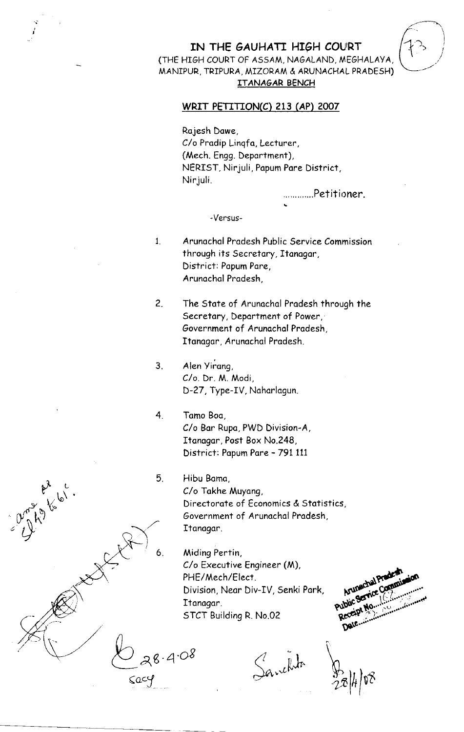# IN THE GAUHATI HIGH COURT

(THE HIGH COURT OF ASSAM, NAGALAND, MEGHALAYA, MANIPUR, TRIPURA, MIZORAM & ARUNACHAL PRADESH)

**ITANAGAR BENCH**

**WRIT PETITION(C) 213 (AP) 2007**

Rajesh Dawe,
C/o Pradip Linqfa, Lecturer,
(Mech. Engg. Department),
NERIST, Nirjuli, Papum Pare District,
Nirjuli.

.............Petitioner.

-Versus-

1. Arunachal Pradesh Public Service Commission through its Secretary, Itanagar, District: Papum Pare, Arunachal Pradesh,

2. The State of Arunachal Pradesh through the Secretary, Department of Power, Government of Arunachal Pradesh, Itanagar, Arunachal Pradesh.

3. Alen Yirang, C/o. Dr. M. Modi, D-27, Type-IV, Naharlagun.

4. Tamo Boa, C/o Bar Rupa, PWD Division-A, Itanagar, Post Box No.248, District: Papum Pare - 791 111

5. Hibu Bama, C/o Takhe Muyang, Directorate of Economics & Statistics, Government of Arunachal Pradesh, Itanagar.

6. Miding Pertin, C/o Executive Engineer (M), PHE/Mech/Elect. Division, Near Div-IV, Senki Park, Itanagar. STCT Building R. No.02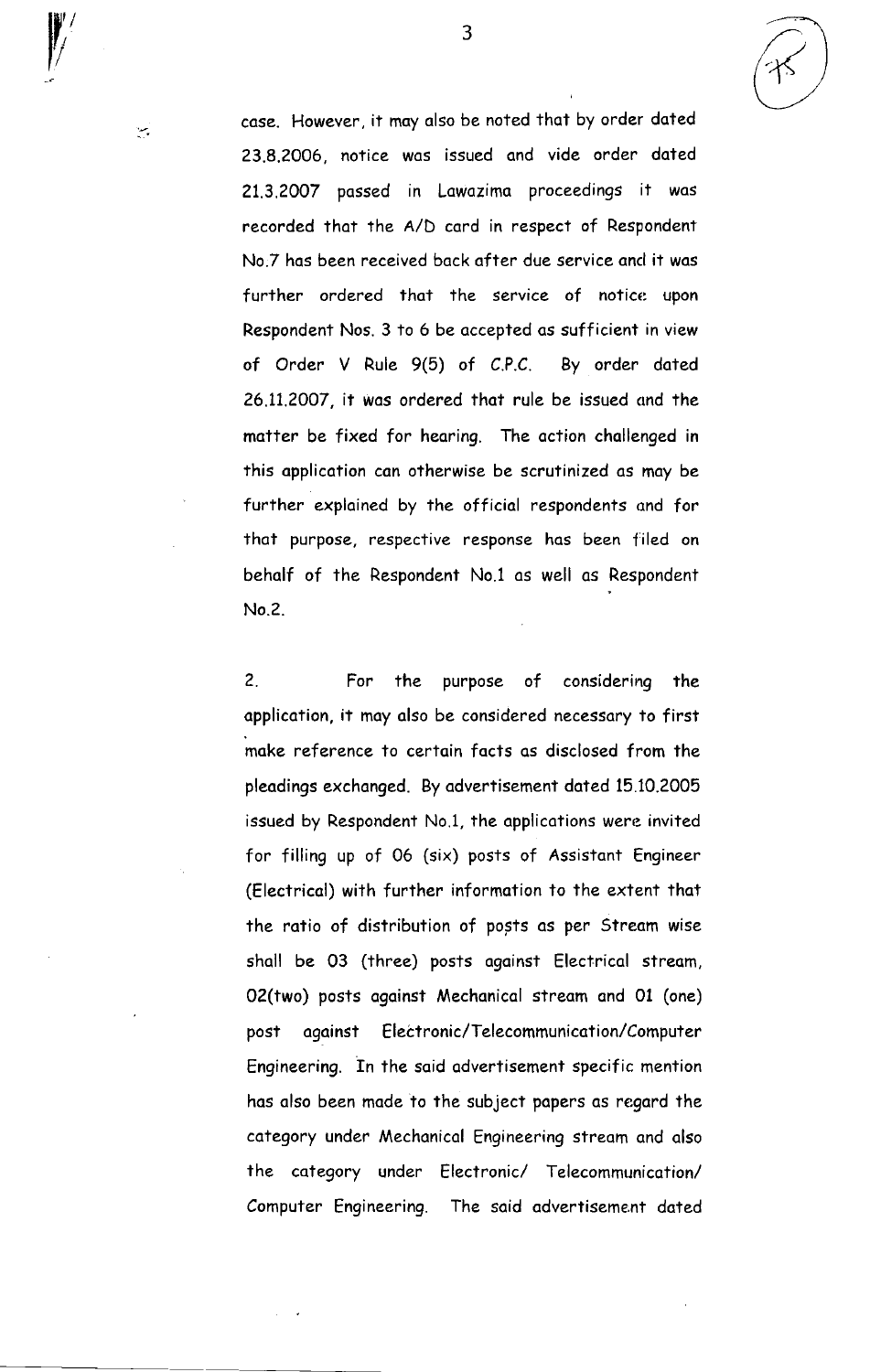case. However, it may also be noted that by order dated 23.8.2006, notice was issued and vide order dated 21.3.2007 passed in Lawazima proceedings it was recorded that the A/D card in respect of Respondent No.7 has been received back after due service and it was further ordered that the service of notice upon Respondent Nos. 3 to 6 be accepted as sufficient in view of Order V Rule 9(5) of C.P.C. By order dated 26.11.2007, it was ordered that rule be issued and the matter be fixed for hearing. The action challenged in this application can otherwise be scrutinized as may be further explained by the official respondents and for that purpose, respective response has been filed on behalf of the Respondent No.1 as well as Respondent No.2.

2. For the purpose of considering the application, it may also be considered necessary to first make reference to certain facts as disclosed from the pleadings exchanged. By advertisement dated 15.10.2005 issued by Respondent No.1, the applications were invited for filling up of 06 (six) posts of Assistant Engineer (Electrical) with further information to the extent that the ratio of distribution of posts as per Stream wise shall be 03 (three) posts against Electrical stream, 02(two) posts against Mechanical stream and 01 (one) post against Electronic/Telecommunication/Computer Engineering. In the said advertisement specific mention has also been made to the subject papers as regard the category under Mechanical Engineering stream and also the category under Electronic/ Telecommunication/ Computer Engineering. The said advertisement dated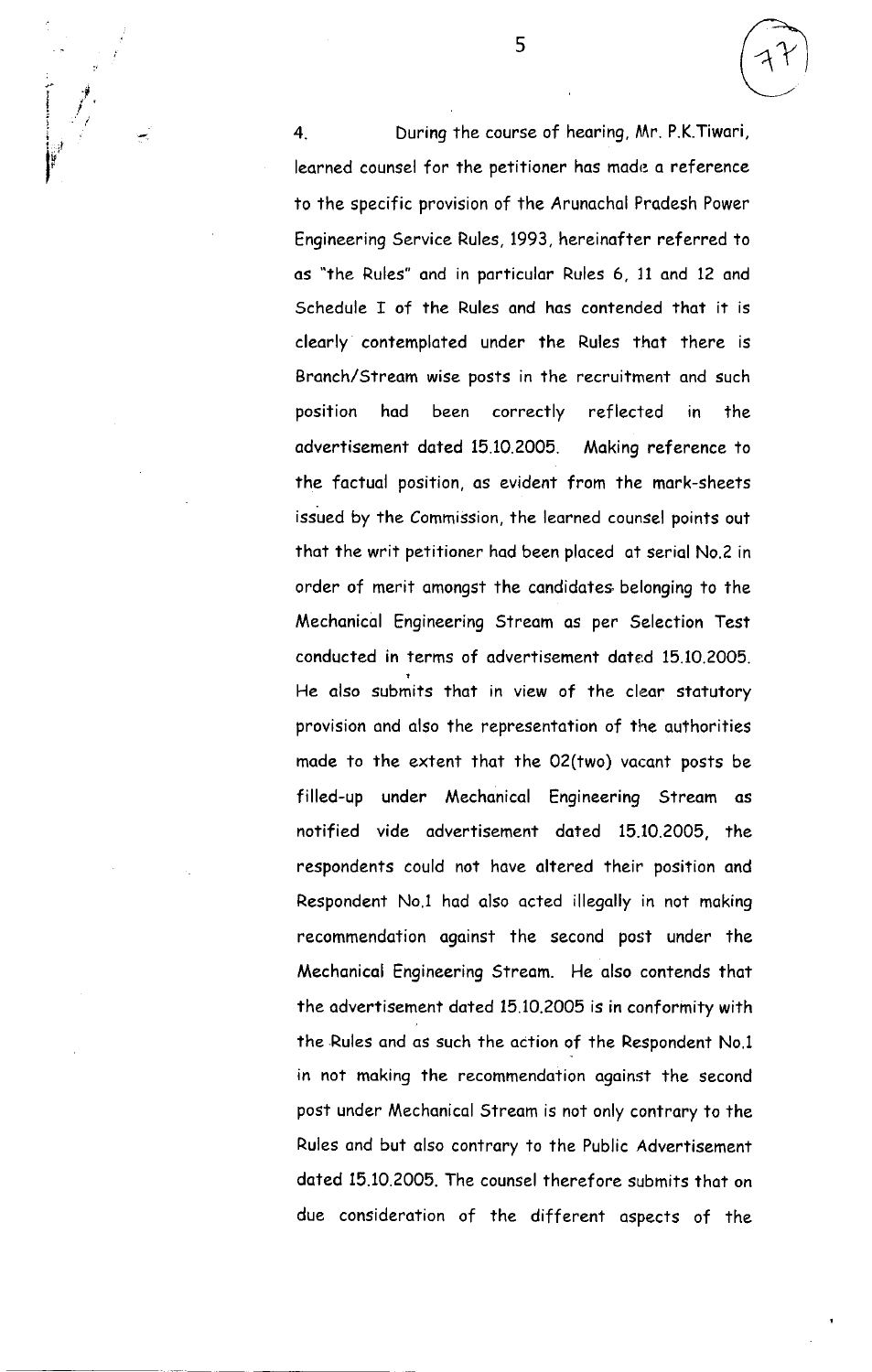4. During the course of hearing, Mr. P.K.Tiwari, learned counsel for the petitioner has made a reference to the specific provision of the Arunachal Pradesh Power Engineering Service Rules, 1993, hereinafter referred to as "the Rules" and in particular Rules 6, 11 and 12 and Schedule I of the Rules and has contended that it is clearly contemplated under the Rules that there is Branch/Stream wise posts in the recruitment and such position had been correctly reflected in the advertisement dated 15.10.2005. Making reference to the factual position, as evident from the mark-sheets issued by the Commission, the learned counsel points out that the writ petitioner had been placed at serial No.2 in order of merit amongst the candidates belonging to the Mechanical Engineering Stream as per Selection Test conducted in terms of advertisement dated 15.10.2005. He also submits that in view of the clear statutory provision and also the representation of the authorities made to the extent that the 02(two) vacant posts be filled-up under Mechanical Engineering Stream as notified vide advertisement dated 15.10.2005, the respondents could not have altered their position and Respondent No.1 had also acted illegally in not making recommendation against the second post under the Mechanical Engineering Stream. He also contends that the advertisement dated 15.10.2005 is in conformity with the Rules and as such the action of the Respondent No.1 in not making the recommendation against the second post under Mechanical Stream is not only contrary to the Rules and but also contrary to the Public Advertisement dated 15.10.2005. The counsel therefore submits that on due consideration of the different aspects of the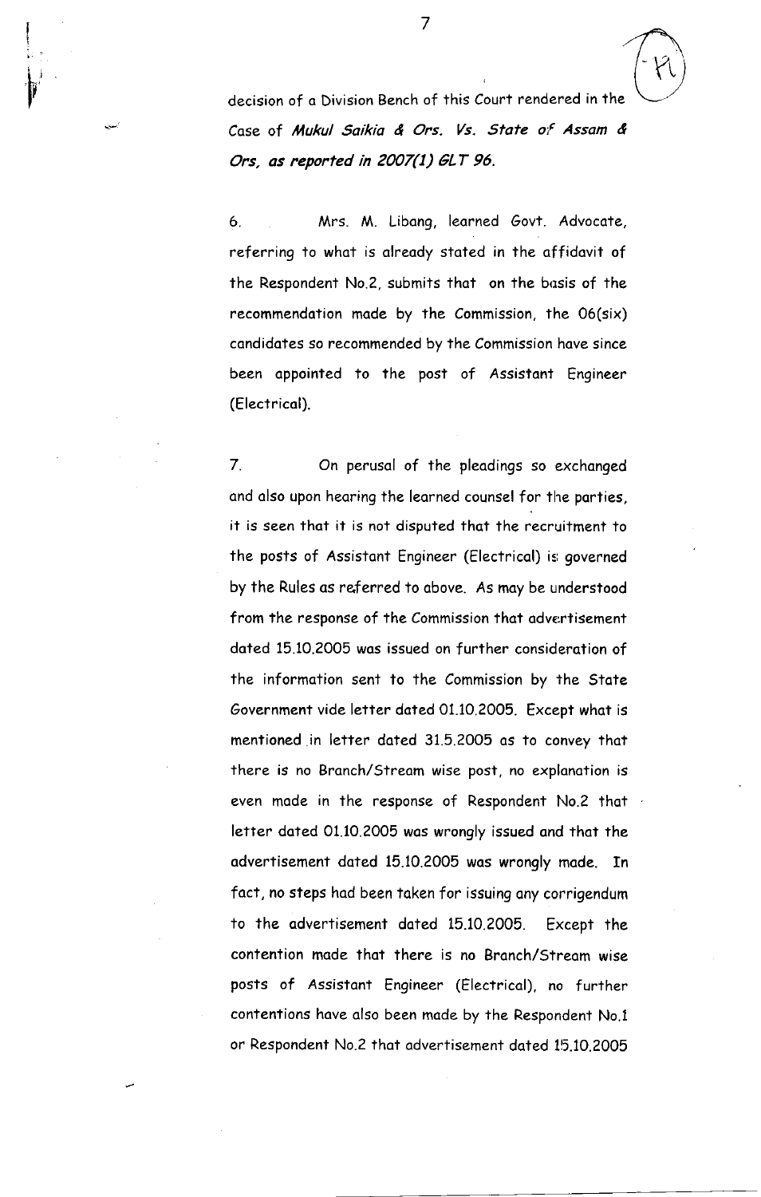decision of a Division Bench of this Court rendered in the Case of ***Mukul Saikia & Ors. Vs. State of Assam & Ors, as reported in 2007(1) GLT 96.***

6. Mrs. M. Libang, learned Govt. Advocate, referring to what is already stated in the affidavit of the Respondent No.2, submits that on the basis of the recommendation made by the Commission, the 06(six) candidates so recommended by the Commission have since been appointed to the post of Assistant Engineer (Electrical).

7. On perusal of the pleadings so exchanged and also upon hearing the learned counsel for the parties, it is seen that it is not disputed that the recruitment to the posts of Assistant Engineer (Electrical) is governed by the Rules as referred to above. As may be understood from the response of the Commission that advertisement dated 15.10.2005 was issued on further consideration of the information sent to the Commission by the State Government vide letter dated 01.10.2005. Except what is mentioned in letter dated 31.5.2005 as to convey that there is no Branch/Stream wise post, no explanation is even made in the response of Respondent No.2 that letter dated 01.10.2005 was wrongly issued and that the advertisement dated 15.10.2005 was wrongly made. In fact, no steps had been taken for issuing any corrigendum to the advertisement dated 15.10.2005. Except the contention made that there is no Branch/Stream wise posts of Assistant Engineer (Electrical), no further contentions have also been made by the Respondent No.1 or Respondent No.2 that advertisement dated 15.10.2005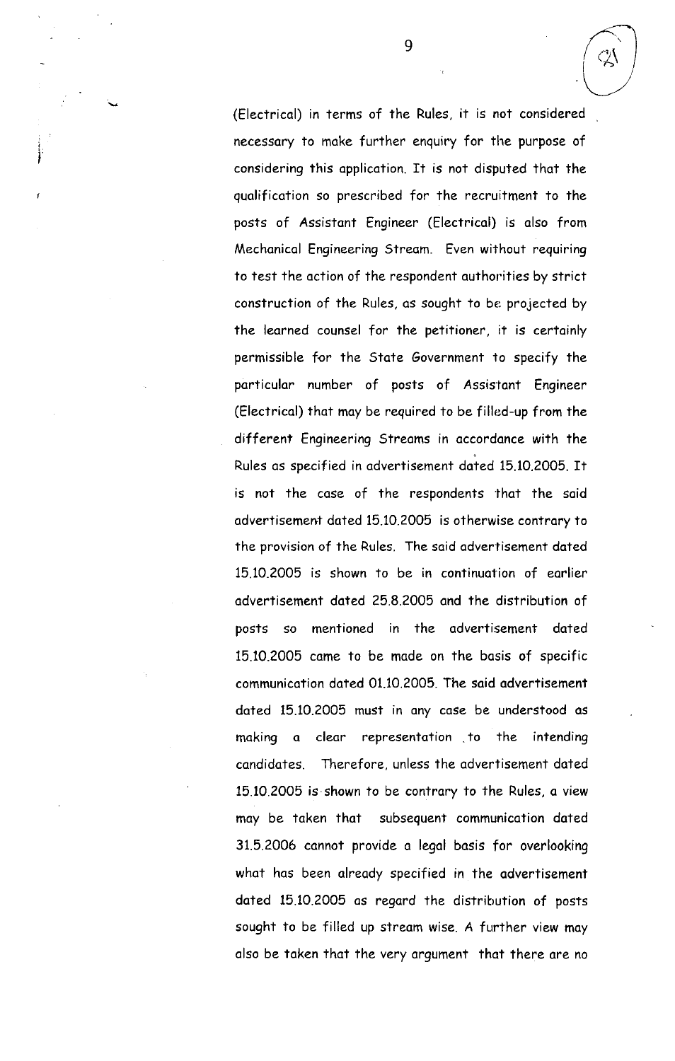(Electrical) in terms of the Rules, it is not considered necessary to make further enquiry for the purpose of considering this application. It is not disputed that the qualification so prescribed for the recruitment to the posts of Assistant Engineer (Electrical) is also from Mechanical Engineering Stream. Even without requiring to test the action of the respondent authorities by strict construction of the Rules, as sought to be projected by the learned counsel for the petitioner, it is certainly permissible for the State Government to specify the particular number of posts of Assistant Engineer (Electrical) that may be required to be filled-up from the different Engineering Streams in accordance with the Rules as specified in advertisement dated 15.10.2005. It is not the case of the respondents that the said advertisement dated 15.10.2005 is otherwise contrary to the provision of the Rules. The said advertisement dated 15.10.2005 is shown to be in continuation of earlier advertisement dated 25.8.2005 and the distribution of posts so mentioned in the advertisement dated 15.10.2005 came to be made on the basis of specific communication dated 01.10.2005. The said advertisement dated 15.10.2005 must in any case be understood as making a clear representation to the intending candidates. Therefore, unless the advertisement dated 15.10.2005 is shown to be contrary to the Rules, a view may be taken that subsequent communication dated 31.5.2006 cannot provide a legal basis for overlooking what has been already specified in the advertisement dated 15.10.2005 as regard the distribution of posts sought to be filled up stream wise. A further view may also be taken that the very argument that there are no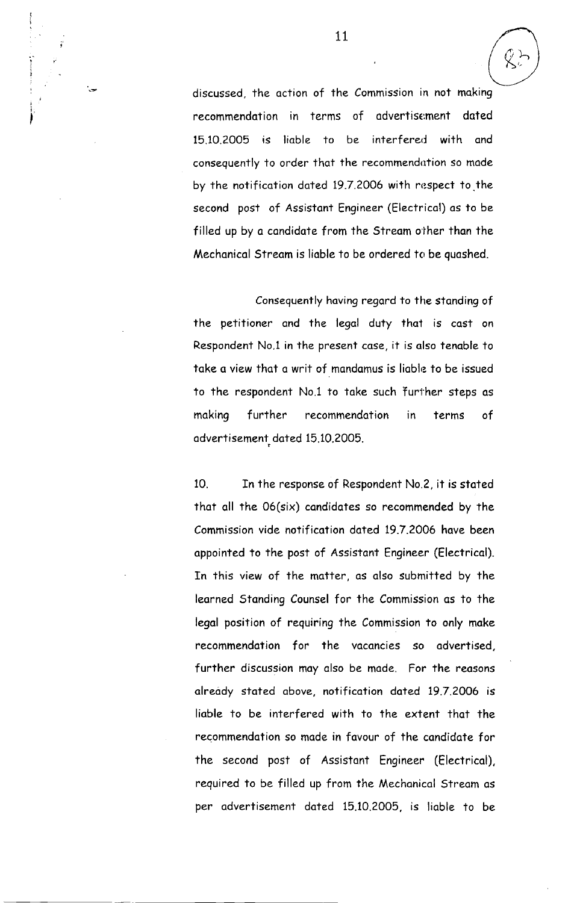discussed, the action of the Commission in not making recommendation in terms of advertisement dated 15.10.2005 is liable to be interfered with and consequently to order that the recommendation so made by the notification dated 19.7.2006 with respect to the second post of Assistant Engineer (Electrical) as to be filled up by a candidate from the Stream other than the Mechanical Stream is liable to be ordered to be quashed.

Consequently having regard to the standing of the petitioner and the legal duty that is cast on Respondent No.1 in the present case, it is also tenable to take a view that a writ of mandamus is liable to be issued to the respondent No.1 to take such further steps as making further recommendation in terms of advertisement dated 15.10.2005.

10. In the response of Respondent No.2, it is stated that all the 06(six) candidates so recommended by the Commission vide notification dated 19.7.2006 have been appointed to the post of Assistant Engineer (Electrical). In this view of the matter, as also submitted by the learned Standing Counsel for the Commission as to the legal position of requiring the Commission to only make recommendation for the vacancies so advertised, further discussion may also be made. For the reasons already stated above, notification dated 19.7.2006 is liable to be interfered with to the extent that the recommendation so made in favour of the candidate for the second post of Assistant Engineer (Electrical), required to be filled up from the Mechanical Stream as per advertisement dated 15.10.2005, is liable to be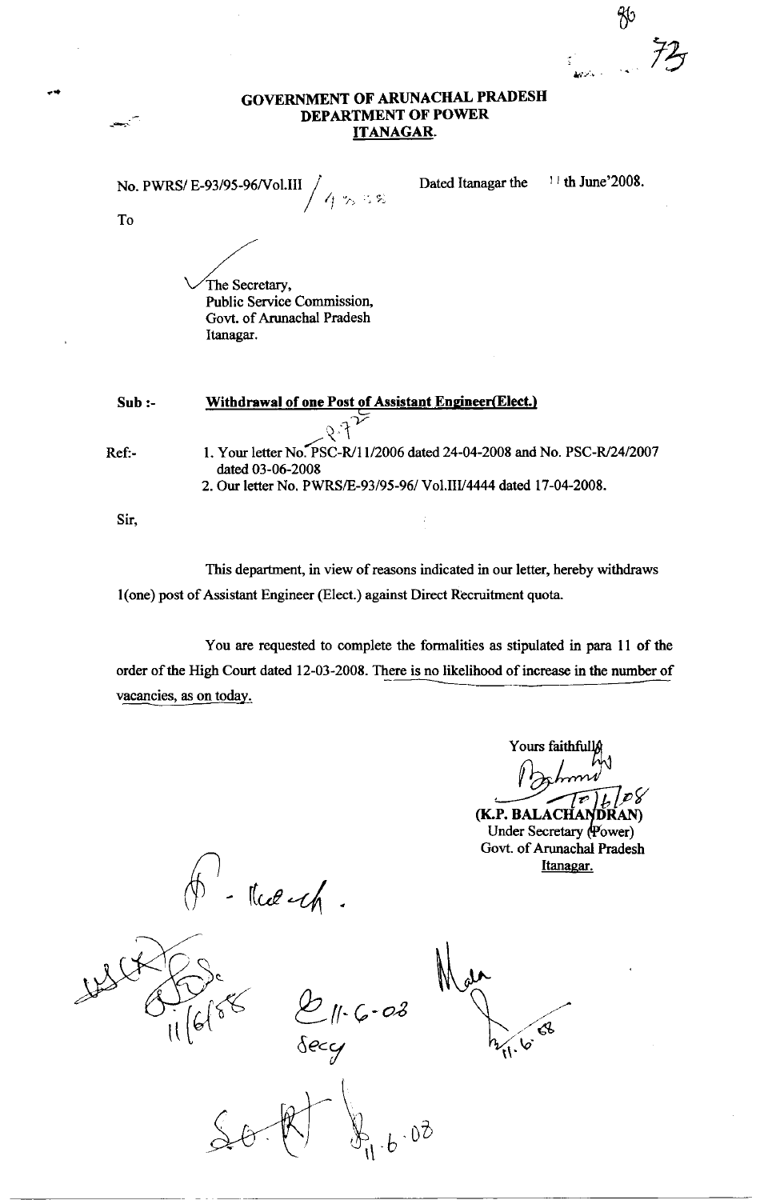**GOVERNMENT OF ARUNACHAL PRADESH**
**DEPARTMENT OF POWER**
**ITANAGAR.**

No. PWRS/ E-93/95-96/Vol.III / 4 9 8 8 Dated Itanagar the 11 th June'2008.

To

The Secretary,
Public Service Commission,
Govt. of Arunachal Pradesh
Itanagar.

Sub :- **Withdrawal of one Post of Assistant Engineer(Elect.)**

Ref:-
1. Your letter No. PSC-R/11/2006 dated 24-04-2008 and No. PSC-R/24/2007 dated 03-06-2008
2. Our letter No. PWRS/E-93/95-96/ Vol.III/4444 dated 17-04-2008.

Sir,

This department, in view of reasons indicated in our letter, hereby withdraws 1(one) post of Assistant Engineer (Elect.) against Direct Recruitment quota.

You are requested to complete the formalities as stipulated in para 11 of the order of the High Court dated 12-03-2008. There is no likelihood of increase in the number of vacancies, as on today.

Yours faithfully

(K.P. BALACHANDRAN)
Under Secretary (Power)
Govt. of Arunachal Pradesh
Itanagar.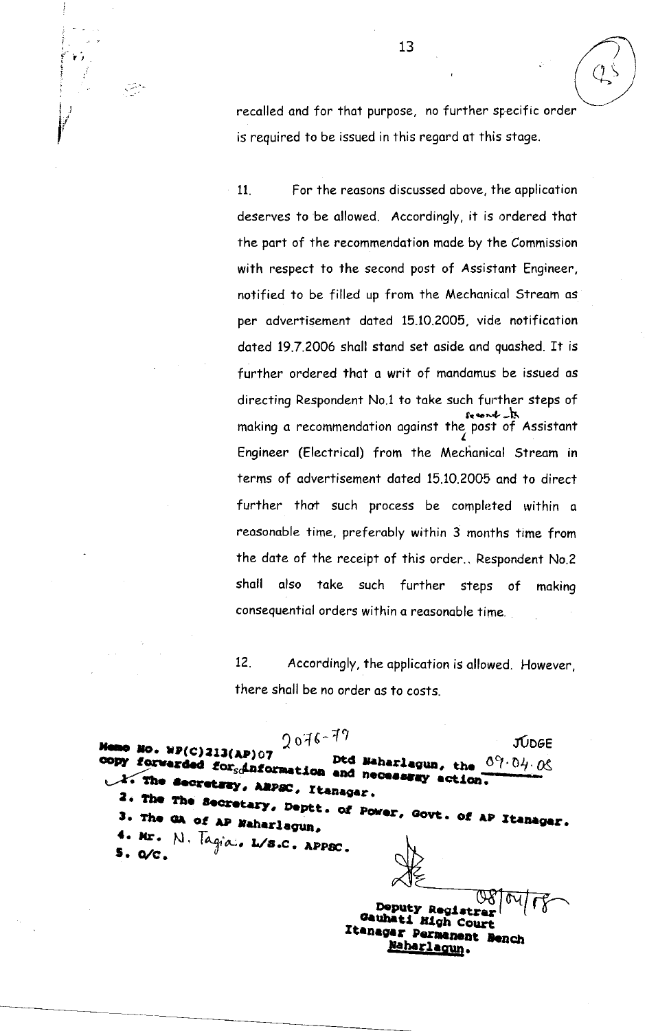recalled and for that purpose, no further specific order is required to be issued in this regard at this stage.

11. For the reasons discussed above, the application deserves to be allowed. Accordingly, it is ordered that the part of the recommendation made by the Commission with respect to the second post of Assistant Engineer, notified to be filled up from the Mechanical Stream as per advertisement dated 15.10.2005, vide notification dated 19.7.2006 shall stand set aside and quashed. It is further ordered that a writ of mandamus be issued as directing Respondent No.1 to take such further steps of making a recommendation against the second post of Assistant Engineer (Electrical) from the Mechanical Stream in terms of advertisement dated 15.10.2005 and to direct further that such process be completed within a reasonable time, preferably within 3 months time from the date of the receipt of this order.. Respondent No.2 shall also take such further steps of making consequential orders within a reasonable time.

12. Accordingly, the application is allowed. However, there shall be no order as to costs.

JUDGE

Memo No. WP(C)213(AP)07 2076-79 Dtd Naharlagun, the 09.04.08

copy forwarded for information and necessary action.

1. The Secretary, APPSC, Itanagar.
2. The The Secretary, Deptt. of Power, Govt. of AP Itanagar.
3. The GA of AP Naharlagun,
4. Mr. N. Tagia, L/S.C. APPSC.
5. O/C.

08/04/08

Deputy Registrar
Gauhati High Court
Itanagar Permanent Bench
Naharlagun.